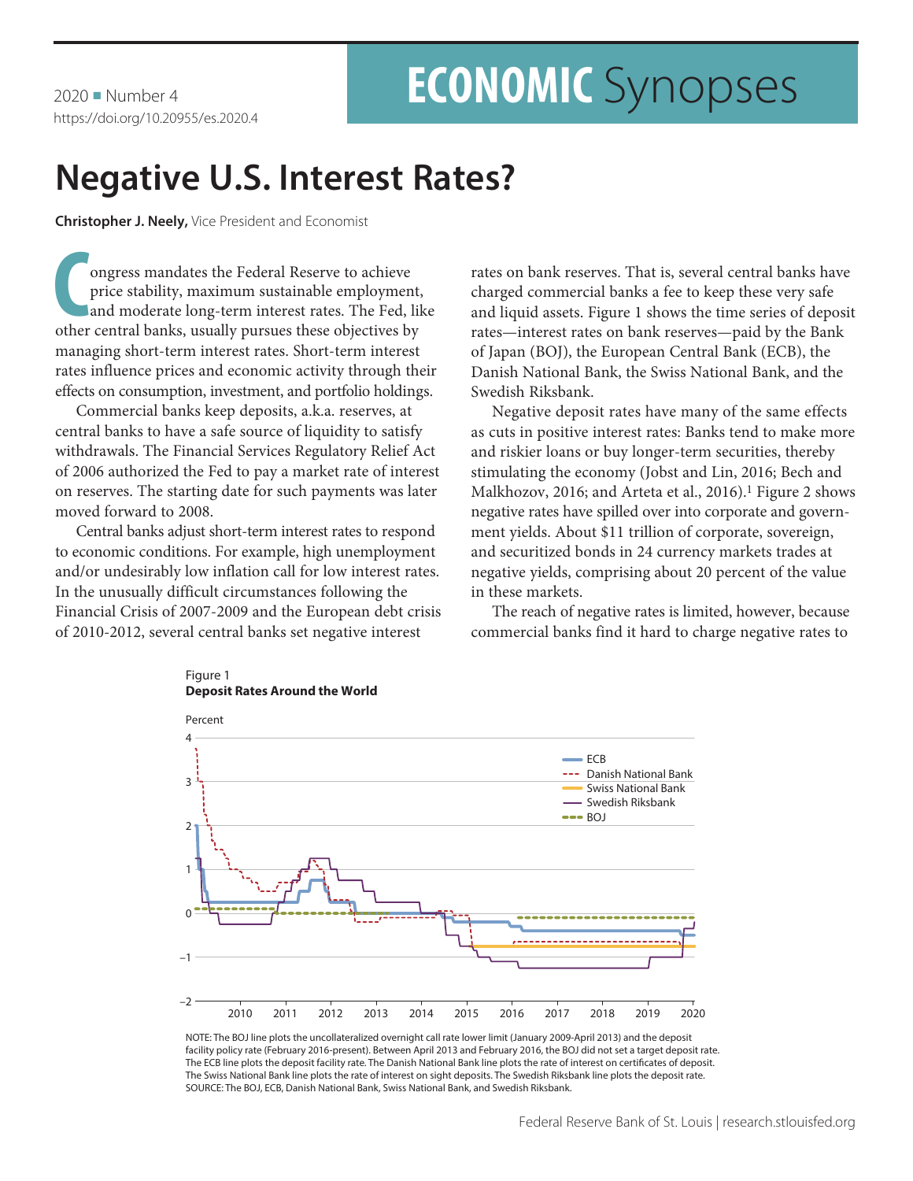2020 ■ Number 4
https://doi.org/10.20955/es.2020.4

# ECONOMIC Synopses

# Negative U.S. Interest Rates?

**Christopher J. Neely,** Vice President and Economist

Congress mandates the Federal Reserve to achieve price stability, maximum sustainable employment, and moderate long-term interest rates. The Fed, like other central banks, usually pursues these objectives by managing short-term interest rates. Short-term interest rates influence prices and economic activity through their effects on consumption, investment, and portfolio holdings.

Commercial banks keep deposits, a.k.a. reserves, at central banks to have a safe source of liquidity to satisfy withdrawals. The Financial Services Regulatory Relief Act of 2006 authorized the Fed to pay a market rate of interest on reserves. The starting date for such payments was later moved forward to 2008.

Central banks adjust short-term interest rates to respond to economic conditions. For example, high unemployment and/or undesirably low inflation call for low interest rates. In the unusually difficult circumstances following the Financial Crisis of 2007-2009 and the European debt crisis of 2010-2012, several central banks set negative interest rates on bank reserves. That is, several central banks have charged commercial banks a fee to keep these very safe and liquid assets. Figure 1 shows the time series of deposit rates—interest rates on bank reserves—paid by the Bank of Japan (BOJ), the European Central Bank (ECB), the Danish National Bank, the Swiss National Bank, and the Swedish Riksbank.

Negative deposit rates have many of the same effects as cuts in positive interest rates: Banks tend to make more and riskier loans or buy longer-term securities, thereby stimulating the economy (Jobst and Lin, 2016; Bech and Malkhozov, 2016; and Arteta et al., 2016).[1] Figure 2 shows negative rates have spilled over into corporate and government yields. About $11 trillion of corporate, sovereign, and securitized bonds in 24 currency markets trades at negative yields, comprising about 20 percent of the value in these markets.

The reach of negative rates is limited, however, because commercial banks find it hard to charge negative rates to

Figure 1
**Deposit Rates Around the World**

NOTE: The BOJ line plots the uncollateralized overnight call rate lower limit (January 2009-April 2013) and the deposit facility policy rate (February 2016-present). Between April 2013 and February 2016, the BOJ did not set a target deposit rate. The ECB line plots the deposit facility rate. The Danish National Bank line plots the rate of interest on certificates of deposit. The Swiss National Bank line plots the rate of interest on sight deposits. The Swedish Riksbank line plots the deposit rate.
SOURCE: The BOJ, ECB, Danish National Bank, Swiss National Bank, and Swedish Riksbank.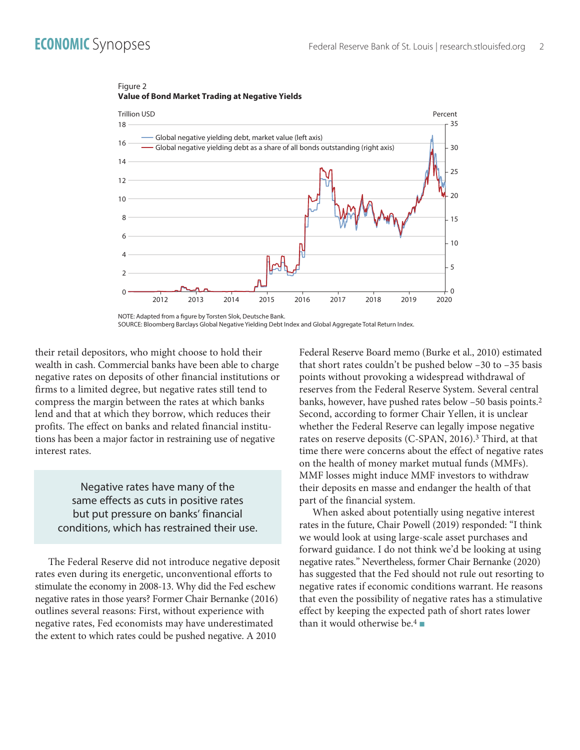Figure 2
**Value of Bond Market Trading at Negative Yields**

NOTE: Adapted from a figure by Torsten Slok, Deutsche Bank.
SOURCE: Bloomberg Barclays Global Negative Yielding Debt Index and Global Aggregate Total Return Index.

their retail depositors, who might choose to hold their wealth in cash. Commercial banks have been able to charge negative rates on deposits of other financial institutions or firms to a limited degree, but negative rates still tend to compress the margin between the rates at which banks lend and that at which they borrow, which reduces their profits. The effect on banks and related financial institutions has been a major factor in restraining use of negative interest rates.

> Negative rates have many of the same effects as cuts in positive rates but put pressure on banks' financial conditions, which has restrained their use.

The Federal Reserve did not introduce negative deposit rates even during its energetic, unconventional efforts to stimulate the economy in 2008-13. Why did the Fed eschew negative rates in those years? Former Chair Bernanke (2016) outlines several reasons: First, without experience with negative rates, Fed economists may have underestimated the extent to which rates could be pushed negative. A 2010 Federal Reserve Board memo (Burke et al., 2010) estimated that short rates couldn't be pushed below –30 to –35 basis points without provoking a widespread withdrawal of reserves from the Federal Reserve System. Several central banks, however, have pushed rates below –50 basis points.[2] Second, according to former Chair Yellen, it is unclear whether the Federal Reserve can legally impose negative rates on reserve deposits (C-SPAN, 2016).[3] Third, at that time there were concerns about the effect of negative rates on the health of money market mutual funds (MMFs). MMF losses might induce MMF investors to withdraw their deposits en masse and endanger the health of that part of the financial system.

When asked about potentially using negative interest rates in the future, Chair Powell (2019) responded: "I think we would look at using large-scale asset purchases and forward guidance. I do not think we'd be looking at using negative rates." Nevertheless, former Chair Bernanke (2020) has suggested that the Fed should not rule out resorting to negative rates if economic conditions warrant. He reasons that even the possibility of negative rates has a stimulative effect by keeping the expected path of short rates lower than it would otherwise be.[4] ■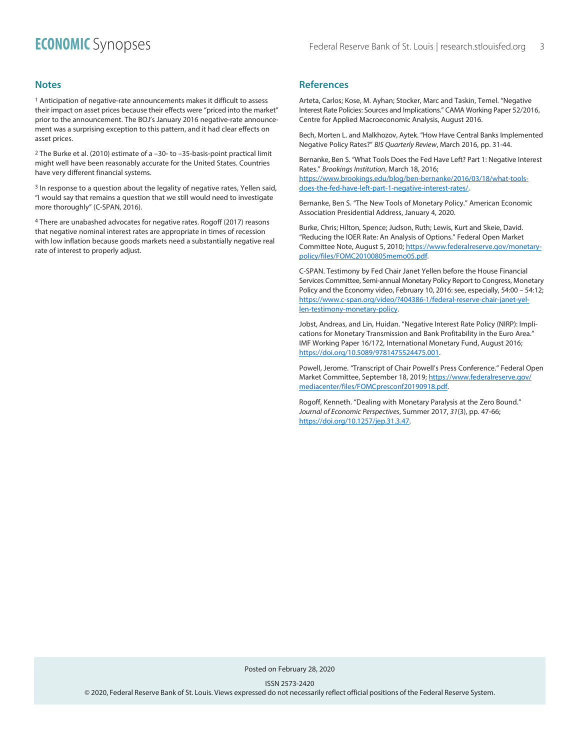## Notes

[1] Anticipation of negative-rate announcements makes it difficult to assess their impact on asset prices because their effects were "priced into the market" prior to the announcement. The BOJ's January 2016 negative-rate announcement was a surprising exception to this pattern, and it had clear effects on asset prices.

[2] The Burke et al. (2010) estimate of a –30- to –35-basis-point practical limit might well have been reasonably accurate for the United States. Countries have very different financial systems.

[3] In response to a question about the legality of negative rates, Yellen said, "I would say that remains a question that we still would need to investigate more thoroughly" (C-SPAN, 2016).

[4] There are unabashed advocates for negative rates. Rogoff (2017) reasons that negative nominal interest rates are appropriate in times of recession with low inflation because goods markets need a substantially negative real rate of interest to properly adjust.

## References

Arteta, Carlos; Kose, M. Ayhan; Stocker, Marc and Taskin, Temel. "Negative Interest Rate Policies: Sources and Implications." CAMA Working Paper 52/2016, Centre for Applied Macroeconomic Analysis, August 2016.

Bech, Morten L. and Malkhozov, Aytek. "How Have Central Banks Implemented Negative Policy Rates?" *BIS Quarterly Review*, March 2016, pp. 31-44.

Bernanke, Ben S. "What Tools Does the Fed Have Left? Part 1: Negative Interest Rates." *Brookings Institution*, March 18, 2016; https://www.brookings.edu/blog/ben-bernanke/2016/03/18/what-tools-does-the-fed-have-left-part-1-negative-interest-rates/.

Bernanke, Ben S. "The New Tools of Monetary Policy." American Economic Association Presidential Address, January 4, 2020.

Burke, Chris; Hilton, Spence; Judson, Ruth; Lewis, Kurt and Skeie, David. "Reducing the IOER Rate: An Analysis of Options." Federal Open Market Committee Note, August 5, 2010; https://www.federalreserve.gov/monetarypolicy/files/FOMC20100805memo05.pdf.

C-SPAN. Testimony by Fed Chair Janet Yellen before the House Financial Services Committee, Semi-annual Monetary Policy Report to Congress, Monetary Policy and the Economy video, February 10, 2016: see, especially, 54:00 – 54:12; https://www.c-span.org/video/?404386-1/federal-reserve-chair-janet-yellen-testimony-monetary-policy.

Jobst, Andreas, and Lin, Huidan. "Negative Interest Rate Policy (NIRP): Implications for Monetary Transmission and Bank Profitability in the Euro Area." IMF Working Paper 16/172, International Monetary Fund, August 2016; https://doi.org/10.5089/9781475524475.001.

Powell, Jerome. "Transcript of Chair Powell's Press Conference." Federal Open Market Committee, September 18, 2019; https://www.federalreserve.gov/mediacenter/files/FOMCpresconf20190918.pdf.

Rogoff, Kenneth. "Dealing with Monetary Paralysis at the Zero Bound." *Journal of Economic Perspectives*, Summer 2017, *31*(3), pp. 47-66; https://doi.org/10.1257/jep.31.3.47.

Posted on February 28, 2020

ISSN 2573-2420

© 2020, Federal Reserve Bank of St. Louis. Views expressed do not necessarily reflect official positions of the Federal Reserve System.